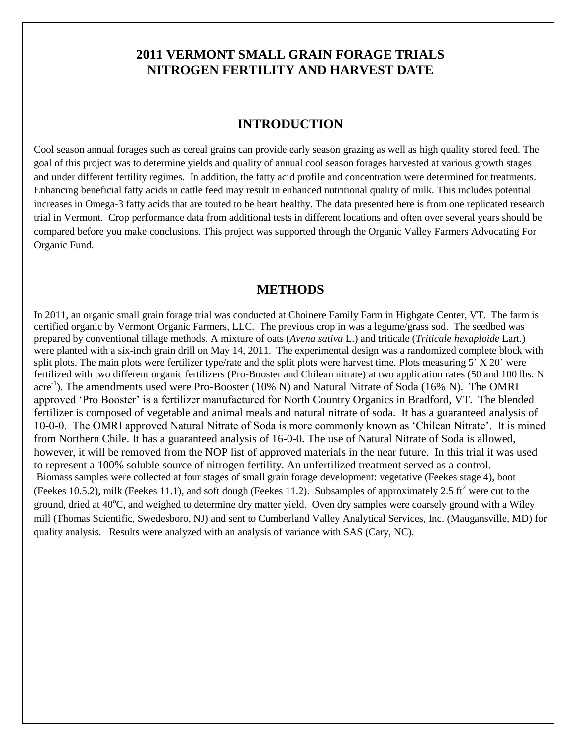# 2011 VERMONT SMALL GRAIN FORAGE TRIALS NITROGEN FERTILITY AND HARVEST DATE

## INTRODUCTION

Cool season annual forages such as cereal grains can provide early season grazing as well as high quality stored feed. The goal of this project was to determine yields and quality of annual cool season forages harvested at various growth stages and under different fertility regimes. In addition, the fatty acid profile and concentration were determined for treatments. Enhancing beneficial fatty acids in cattle feed may result in enhanced nutritional quality of milk. This includes potential increases in Omega-3 fatty acids that are touted to be heart healthy. The data presented here is from one replicated research trial in Vermont. Crop performance data from additional tests in different locations and often over several years should be compared before you make conclusions. This project was supported through the Organic Valley Farmers Advocating For Organic Fund.

## METHODS

In 2011, an organic small grain forage trial was conducted at Choinere Family Farm in Highgate Center, VT. The farm is certified organic by Vermont Organic Farmers, LLC. The previous crop in was a legume/grass sod. The seedbed was prepared by conventional tillage methods. A mixture of oats (*Avena sativa* L.) and triticale (*Triticale hexaploide* Lart.) were planted with a six-inch grain drill on May 14, 2011. The experimental design was a randomized complete block with split plots. The main plots were fertilizer type/rate and the split plots were harvest time. Plots measuring 5' X 20' were fertilized with two different organic fertilizers (Pro-Booster and Chilean nitrate) at two application rates (50 and 100 lbs. N acre$^{-1}$). The amendments used were Pro-Booster (10% N) and Natural Nitrate of Soda (16% N). The OMRI approved 'Pro Booster' is a fertilizer manufactured for North Country Organics in Bradford, VT. The blended fertilizer is composed of vegetable and animal meals and natural nitrate of soda. It has a guaranteed analysis of 10-0-0. The OMRI approved Natural Nitrate of Soda is more commonly known as 'Chilean Nitrate'. It is mined from Northern Chile. It has a guaranteed analysis of 16-0-0. The use of Natural Nitrate of Soda is allowed, however, it will be removed from the NOP list of approved materials in the near future. In this trial it was used to represent a 100% soluble source of nitrogen fertility. An unfertilized treatment served as a control.

Biomass samples were collected at four stages of small grain forage development: vegetative (Feekes stage 4), boot (Feekes 10.5.2), milk (Feekes 11.1), and soft dough (Feekes 11.2). Subsamples of approximately 2.5 ft$^2$ were cut to the ground, dried at 40$^o$C, and weighed to determine dry matter yield. Oven dry samples were coarsely ground with a Wiley mill (Thomas Scientific, Swedesboro, NJ) and sent to Cumberland Valley Analytical Services, Inc. (Maugansville, MD) for quality analysis. Results were analyzed with an analysis of variance with SAS (Cary, NC).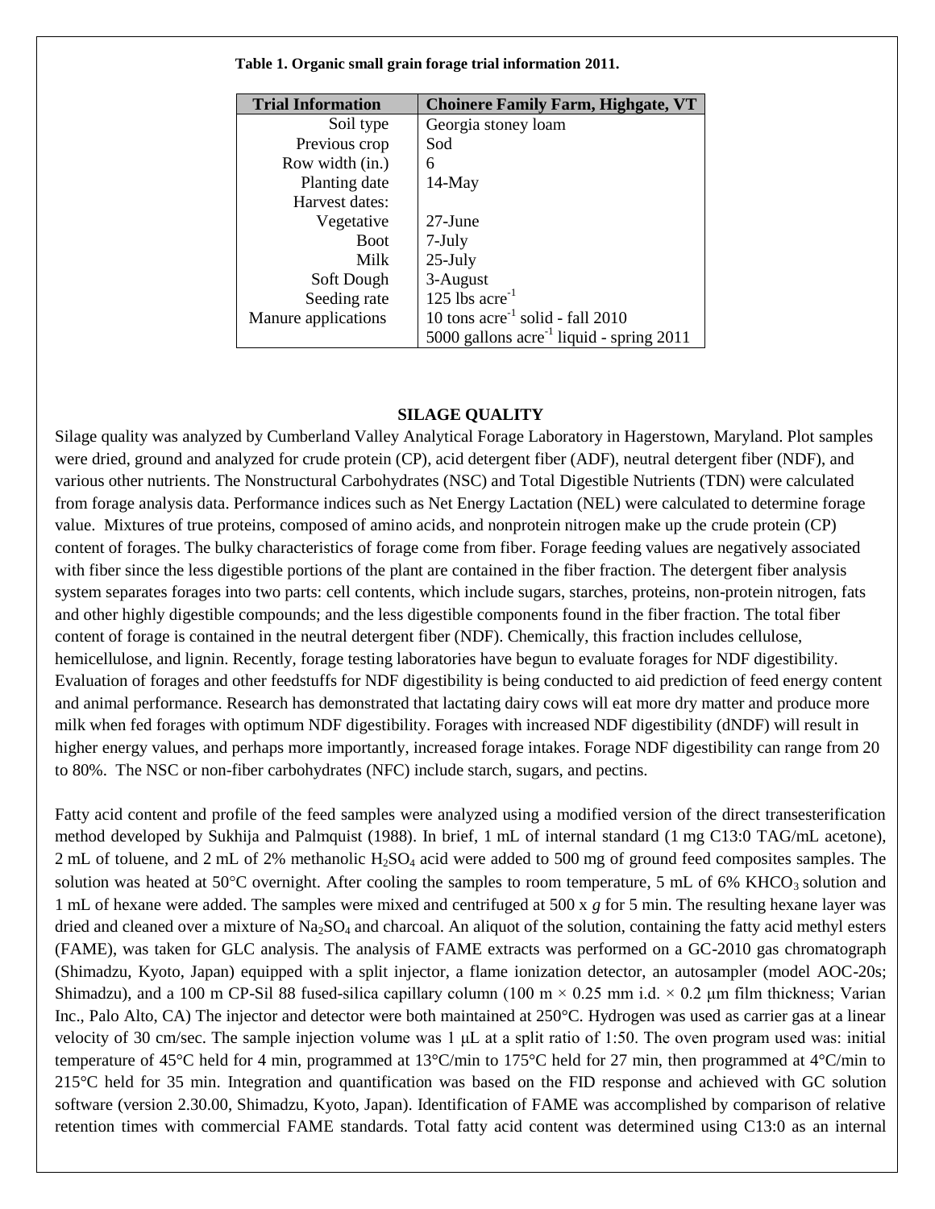**Table 1. Organic small grain forage trial information 2011.**

| Trial Information | Choinere Family Farm, Highgate, VT |
|---|---|
| Soil type | Georgia stoney loam |
| Previous crop | Sod |
| Row width (in.) | 6 |
| Planting date | 14-May |
| Harvest dates: | |
| Vegetative | 27-June |
| Boot | 7-July |
| Milk | 25-July |
| Soft Dough | 3-August |
| Seeding rate | 125 lbs acre$^{-1}$ |
| Manure applications | 10 tons acre$^{-1}$ solid - fall 2010 |
| | 5000 gallons acre$^{-1}$ liquid - spring 2011 |

## SILAGE QUALITY

Silage quality was analyzed by Cumberland Valley Analytical Forage Laboratory in Hagerstown, Maryland. Plot samples were dried, ground and analyzed for crude protein (CP), acid detergent fiber (ADF), neutral detergent fiber (NDF), and various other nutrients. The Nonstructural Carbohydrates (NSC) and Total Digestible Nutrients (TDN) were calculated from forage analysis data. Performance indices such as Net Energy Lactation (NEL) were calculated to determine forage value. Mixtures of true proteins, composed of amino acids, and nonprotein nitrogen make up the crude protein (CP) content of forages. The bulky characteristics of forage come from fiber. Forage feeding values are negatively associated with fiber since the less digestible portions of the plant are contained in the fiber fraction. The detergent fiber analysis system separates forages into two parts: cell contents, which include sugars, starches, proteins, non-protein nitrogen, fats and other highly digestible compounds; and the less digestible components found in the fiber fraction. The total fiber content of forage is contained in the neutral detergent fiber (NDF). Chemically, this fraction includes cellulose, hemicellulose, and lignin. Recently, forage testing laboratories have begun to evaluate forages for NDF digestibility. Evaluation of forages and other feedstuffs for NDF digestibility is being conducted to aid prediction of feed energy content and animal performance. Research has demonstrated that lactating dairy cows will eat more dry matter and produce more milk when fed forages with optimum NDF digestibility. Forages with increased NDF digestibility (dNDF) will result in higher energy values, and perhaps more importantly, increased forage intakes. Forage NDF digestibility can range from 20 to 80%. The NSC or non-fiber carbohydrates (NFC) include starch, sugars, and pectins.

Fatty acid content and profile of the feed samples were analyzed using a modified version of the direct transesterification method developed by Sukhija and Palmquist (1988). In brief, 1 mL of internal standard (1 mg C13:0 TAG/mL acetone), 2 mL of toluene, and 2 mL of 2% methanolic $H_2SO_4$ acid were added to 500 mg of ground feed composites samples. The solution was heated at 50°C overnight. After cooling the samples to room temperature, 5 mL of 6% $KHCO_3$ solution and 1 mL of hexane were added. The samples were mixed and centrifuged at 500 x *g* for 5 min. The resulting hexane layer was dried and cleaned over a mixture of $Na_2SO_4$ and charcoal. An aliquot of the solution, containing the fatty acid methyl esters (FAME), was taken for GLC analysis. The analysis of FAME extracts was performed on a GC-2010 gas chromatograph (Shimadzu, Kyoto, Japan) equipped with a split injector, a flame ionization detector, an autosampler (model AOC-20s; Shimadzu), and a 100 m CP-Sil 88 fused-silica capillary column (100 m × 0.25 mm i.d. × 0.2 μm film thickness; Varian Inc., Palo Alto, CA) The injector and detector were both maintained at 250°C. Hydrogen was used as carrier gas at a linear velocity of 30 cm/sec. The sample injection volume was 1 μL at a split ratio of 1:50. The oven program used was: initial temperature of 45°C held for 4 min, programmed at 13°C/min to 175°C held for 27 min, then programmed at 4°C/min to 215°C held for 35 min. Integration and quantification was based on the FID response and achieved with GC solution software (version 2.30.00, Shimadzu, Kyoto, Japan). Identification of FAME was accomplished by comparison of relative retention times with commercial FAME standards. Total fatty acid content was determined using C13:0 as an internal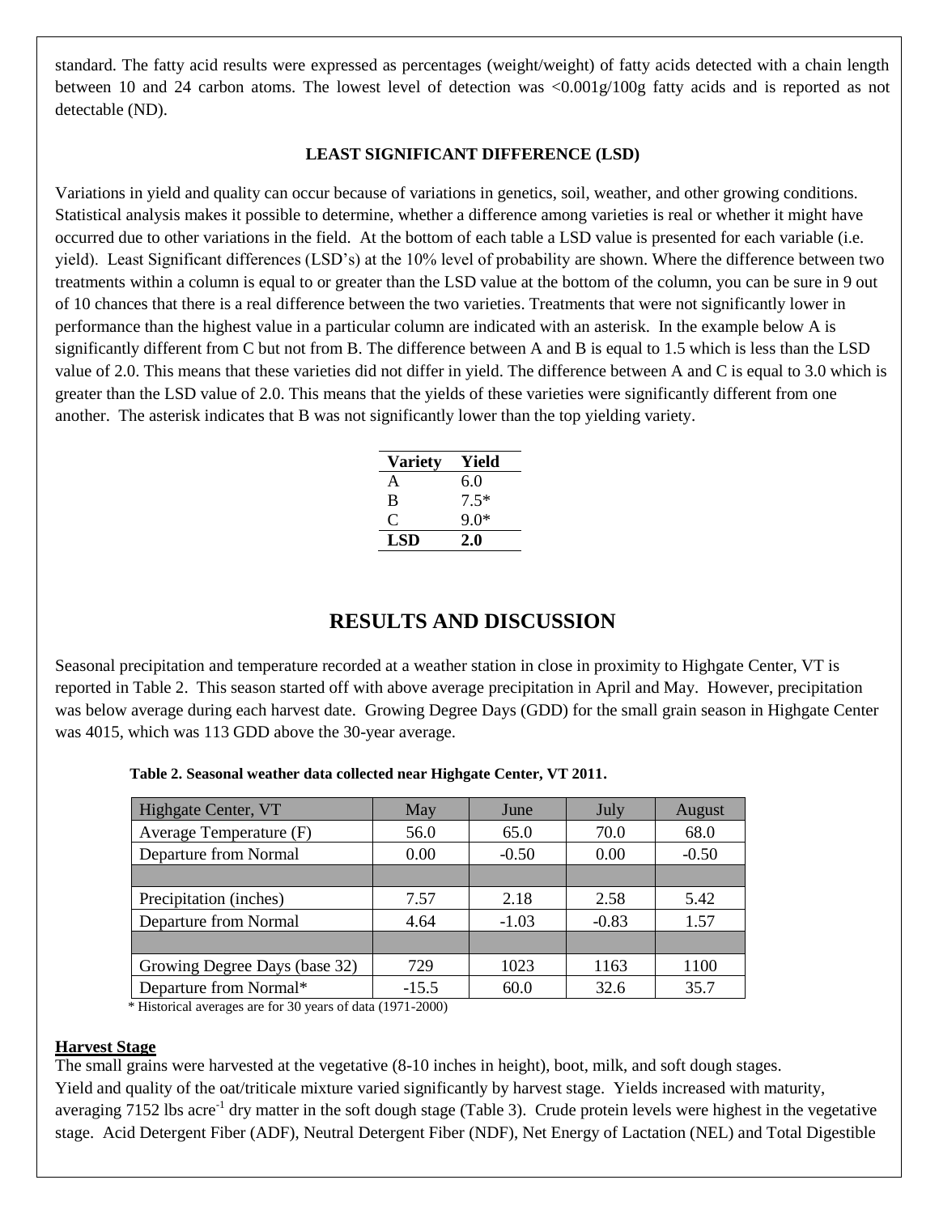standard. The fatty acid results were expressed as percentages (weight/weight) of fatty acids detected with a chain length between 10 and 24 carbon atoms. The lowest level of detection was <0.001g/100g fatty acids and is reported as not detectable (ND).

### LEAST SIGNIFICANT DIFFERENCE (LSD)

Variations in yield and quality can occur because of variations in genetics, soil, weather, and other growing conditions. Statistical analysis makes it possible to determine, whether a difference among varieties is real or whether it might have occurred due to other variations in the field. At the bottom of each table a LSD value is presented for each variable (i.e. yield). Least Significant differences (LSD's) at the 10% level of probability are shown. Where the difference between two treatments within a column is equal to or greater than the LSD value at the bottom of the column, you can be sure in 9 out of 10 chances that there is a real difference between the two varieties. Treatments that were not significantly lower in performance than the highest value in a particular column are indicated with an asterisk. In the example below A is significantly different from C but not from B. The difference between A and B is equal to 1.5 which is less than the LSD value of 2.0. This means that these varieties did not differ in yield. The difference between A and C is equal to 3.0 which is greater than the LSD value of 2.0. This means that the yields of these varieties were significantly different from one another. The asterisk indicates that B was not significantly lower than the top yielding variety.

| Variety | Yield |
|---|---|
| A | 6.0 |
| B | 7.5* |
| C | 9.0* |
| **LSD** | **2.0** |

## RESULTS AND DISCUSSION

Seasonal precipitation and temperature recorded at a weather station in close in proximity to Highgate Center, VT is reported in Table 2. This season started off with above average precipitation in April and May. However, precipitation was below average during each harvest date. Growing Degree Days (GDD) for the small grain season in Highgate Center was 4015, which was 113 GDD above the 30-year average.

**Table 2. Seasonal weather data collected near Highgate Center, VT 2011.**

| Highgate Center, VT | May | June | July | August |
|---|---|---|---|---|
| Average Temperature (F) | 56.0 | 65.0 | 70.0 | 68.0 |
| Departure from Normal | 0.00 | -0.50 | 0.00 | -0.50 |
| | | | | |
| Precipitation (inches) | 7.57 | 2.18 | 2.58 | 5.42 |
| Departure from Normal | 4.64 | -1.03 | -0.83 | 1.57 |
| | | | | |
| Growing Degree Days (base 32) | 729 | 1023 | 1163 | 1100 |
| Departure from Normal* | -15.5 | 60.0 | 32.6 | 35.7 |

\* Historical averages are for 30 years of data (1971-2000)

**Harvest Stage**

The small grains were harvested at the vegetative (8-10 inches in height), boot, milk, and soft dough stages.
Yield and quality of the oat/triticale mixture varied significantly by harvest stage. Yields increased with maturity, averaging 7152 lbs acre$^{-1}$ dry matter in the soft dough stage (Table 3). Crude protein levels were highest in the vegetative stage. Acid Detergent Fiber (ADF), Neutral Detergent Fiber (NDF), Net Energy of Lactation (NEL) and Total Digestible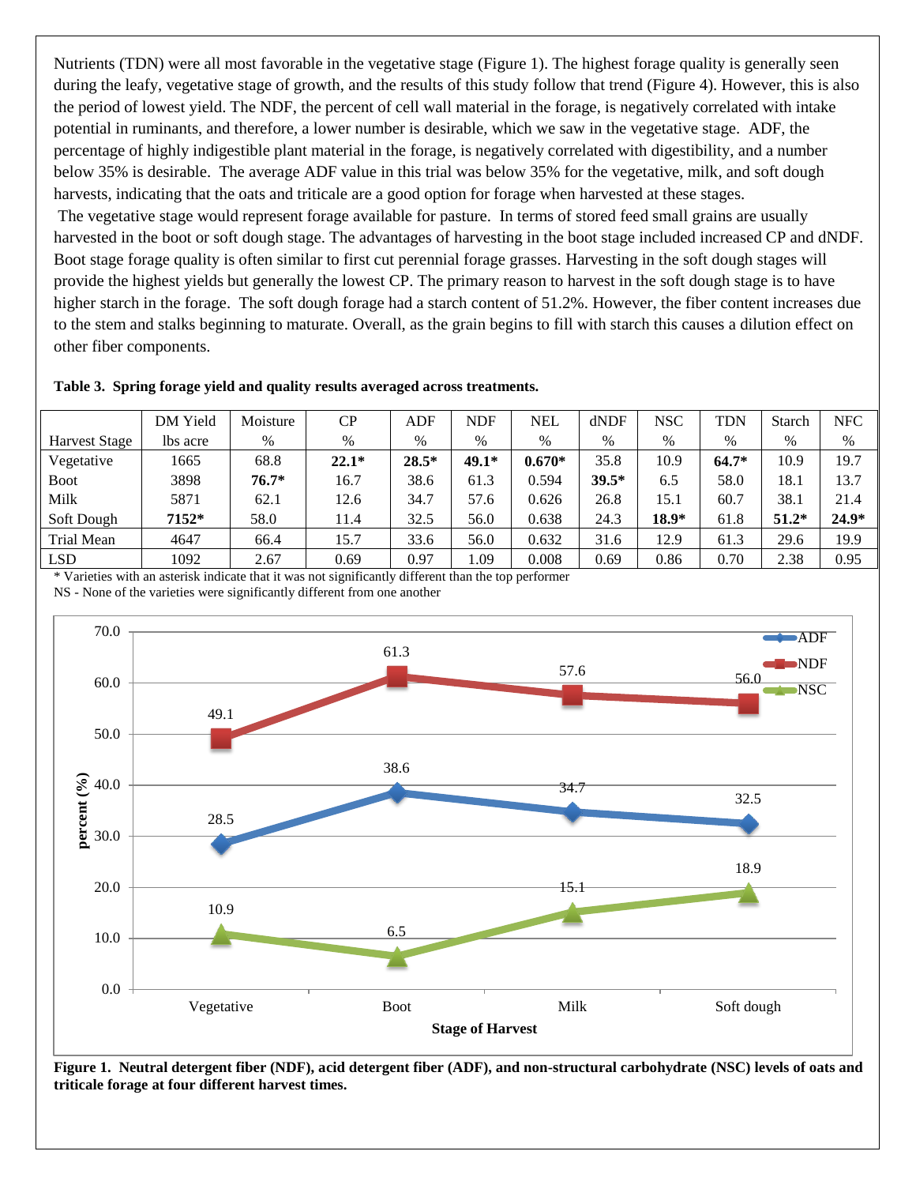Nutrients (TDN) were all most favorable in the vegetative stage (Figure 1). The highest forage quality is generally seen during the leafy, vegetative stage of growth, and the results of this study follow that trend (Figure 4). However, this is also the period of lowest yield. The NDF, the percent of cell wall material in the forage, is negatively correlated with intake potential in ruminants, and therefore, a lower number is desirable, which we saw in the vegetative stage. ADF, the percentage of highly indigestible plant material in the forage, is negatively correlated with digestibility, and a number below 35% is desirable. The average ADF value in this trial was below 35% for the vegetative, milk, and soft dough harvests, indicating that the oats and triticale are a good option for forage when harvested at these stages.

The vegetative stage would represent forage available for pasture. In terms of stored feed small grains are usually harvested in the boot or soft dough stage. The advantages of harvesting in the boot stage included increased CP and dNDF. Boot stage forage quality is often similar to first cut perennial forage grasses. Harvesting in the soft dough stages will provide the highest yields but generally the lowest CP. The primary reason to harvest in the soft dough stage is to have higher starch in the forage. The soft dough forage had a starch content of 51.2%. However, the fiber content increases due to the stem and stalks beginning to maturate. Overall, as the grain begins to fill with starch this causes a dilution effect on other fiber components.

**Table 3. Spring forage yield and quality results averaged across treatments.**

| Harvest Stage | DM Yield lbs acre | Moisture % | CP % | ADF % | NDF % | NEL % | dNDF % | NSC % | TDN % | Starch % | NFC % |
|---|---|---|---|---|---|---|---|---|---|---|---|
| Vegetative | 1665 | 68.8 | **22.1*** | **28.5*** | **49.1*** | **0.670*** | 35.8 | 10.9 | **64.7*** | 10.9 | 19.7 |
| Boot | 3898 | **76.7*** | 16.7 | 38.6 | 61.3 | 0.594 | **39.5*** | 6.5 | 58.0 | 18.1 | 13.7 |
| Milk | 5871 | 62.1 | 12.6 | 34.7 | 57.6 | 0.626 | 26.8 | 15.1 | 60.7 | 38.1 | 21.4 |
| Soft Dough | **7152*** | 58.0 | 11.4 | 32.5 | 56.0 | 0.638 | 24.3 | **18.9*** | 61.8 | **51.2*** | **24.9*** |
| Trial Mean | 4647 | 66.4 | 15.7 | 33.6 | 56.0 | 0.632 | 31.6 | 12.9 | 61.3 | 29.6 | 19.9 |
| LSD | 1092 | 2.67 | 0.69 | 0.97 | 1.09 | 0.008 | 0.69 | 0.86 | 0.70 | 2.38 | 0.95 |

\* Varieties with an asterisk indicate that it was not significantly different than the top performer
NS - None of the varieties were significantly different from one another

70.0
60.0
50.0
40.0
30.0
20.0
10.0
0.0
percent (%)
ADF
NDF
NSC
49.1
61.3
57.6
56.0
28.5
38.6
34.7
32.5
10.9
6.5
15.1
18.9
Vegetative
Boot
Milk
Soft dough
Stage of Harvest

**Figure 1. Neutral detergent fiber (NDF), acid detergent fiber (ADF), and non-structural carbohydrate (NSC) levels of oats and triticale forage at four different harvest times.**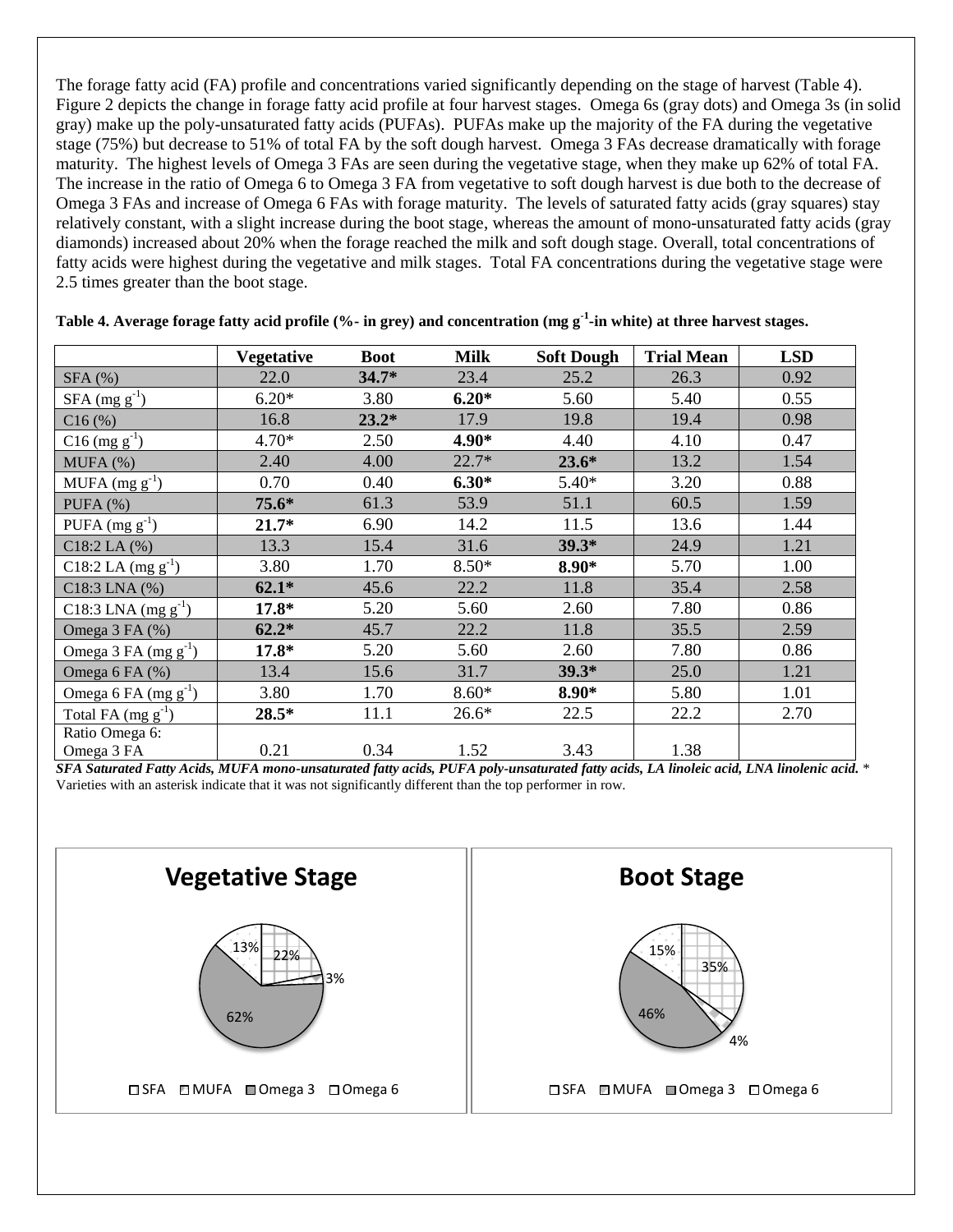The forage fatty acid (FA) profile and concentrations varied significantly depending on the stage of harvest (Table 4). Figure 2 depicts the change in forage fatty acid profile at four harvest stages. Omega 6s (gray dots) and Omega 3s (in solid gray) make up the poly-unsaturated fatty acids (PUFAs). PUFAs make up the majority of the FA during the vegetative stage (75%) but decrease to 51% of total FA by the soft dough harvest. Omega 3 FAs decrease dramatically with forage maturity. The highest levels of Omega 3 FAs are seen during the vegetative stage, when they make up 62% of total FA. The increase in the ratio of Omega 6 to Omega 3 FA from vegetative to soft dough harvest is due both to the decrease of Omega 3 FAs and increase of Omega 6 FAs with forage maturity. The levels of saturated fatty acids (gray squares) stay relatively constant, with a slight increase during the boot stage, whereas the amount of mono-unsaturated fatty acids (gray diamonds) increased about 20% when the forage reached the milk and soft dough stage. Overall, total concentrations of fatty acids were highest during the vegetative and milk stages. Total FA concentrations during the vegetative stage were 2.5 times greater than the boot stage.

**Table 4. Average forage fatty acid profile (%- in grey) and concentration (mg $g^{-1}$-in white) at three harvest stages.**

| | Vegetative | Boot | Milk | Soft Dough | Trial Mean | LSD |
|---|---|---|---|---|---|---|
| SFA (%) | 22.0 | **34.7*** | 23.4 | 25.2 | 26.3 | 0.92 |
| SFA (mg $g^{-1}$) | 6.20* | 3.80 | **6.20*** | 5.60 | 5.40 | 0.55 |
| C16 (%) | 16.8 | **23.2*** | 17.9 | 19.8 | 19.4 | 0.98 |
| C16 (mg $g^{-1}$) | 4.70* | 2.50 | **4.90*** | 4.40 | 4.10 | 0.47 |
| MUFA (%) | 2.40 | 4.00 | 22.7* | **23.6*** | 13.2 | 1.54 |
| MUFA (mg $g^{-1}$) | 0.70 | 0.40 | **6.30*** | 5.40* | 3.20 | 0.88 |
| PUFA (%) | **75.6*** | 61.3 | 53.9 | 51.1 | 60.5 | 1.59 |
| PUFA (mg $g^{-1}$) | **21.7*** | 6.90 | 14.2 | 11.5 | 13.6 | 1.44 |
| C18:2 LA (%) | 13.3 | 15.4 | 31.6 | **39.3*** | 24.9 | 1.21 |
| C18:2 LA (mg $g^{-1}$) | 3.80 | 1.70 | 8.50* | **8.90*** | 5.70 | 1.00 |
| C18:3 LNA (%) | **62.1*** | 45.6 | 22.2 | 11.8 | 35.4 | 2.58 |
| C18:3 LNA (mg $g^{-1}$) | **17.8*** | 5.20 | 5.60 | 2.60 | 7.80 | 0.86 |
| Omega 3 FA (%) | **62.2*** | 45.7 | 22.2 | 11.8 | 35.5 | 2.59 |
| Omega 3 FA (mg $g^{-1}$) | **17.8*** | 5.20 | 5.60 | 2.60 | 7.80 | 0.86 |
| Omega 6 FA (%) | 13.4 | 15.6 | 31.7 | **39.3*** | 25.0 | 1.21 |
| Omega 6 FA (mg $g^{-1}$) | 3.80 | 1.70 | 8.60* | **8.90*** | 5.80 | 1.01 |
| Total FA (mg $g^{-1}$) | **28.5*** | 11.1 | 26.6* | 22.5 | 22.2 | 2.70 |
| Ratio Omega 6: Omega 3 FA | 0.21 | 0.34 | 1.52 | 3.43 | 1.38 | |

***SFA Saturated Fatty Acids, MUFA mono-unsaturated fatty acids, PUFA poly-unsaturated fatty acids, LA linoleic acid, LNA linolenic acid.*** * Varieties with an asterisk indicate that it was not significantly different than the top performer in row.

Vegetative Stage

13%
22%
3%
62%

SFA MUFA Omega 3 Omega 6

Boot Stage

15%
35%
46%
4%

SFA MUFA Omega 3 Omega 6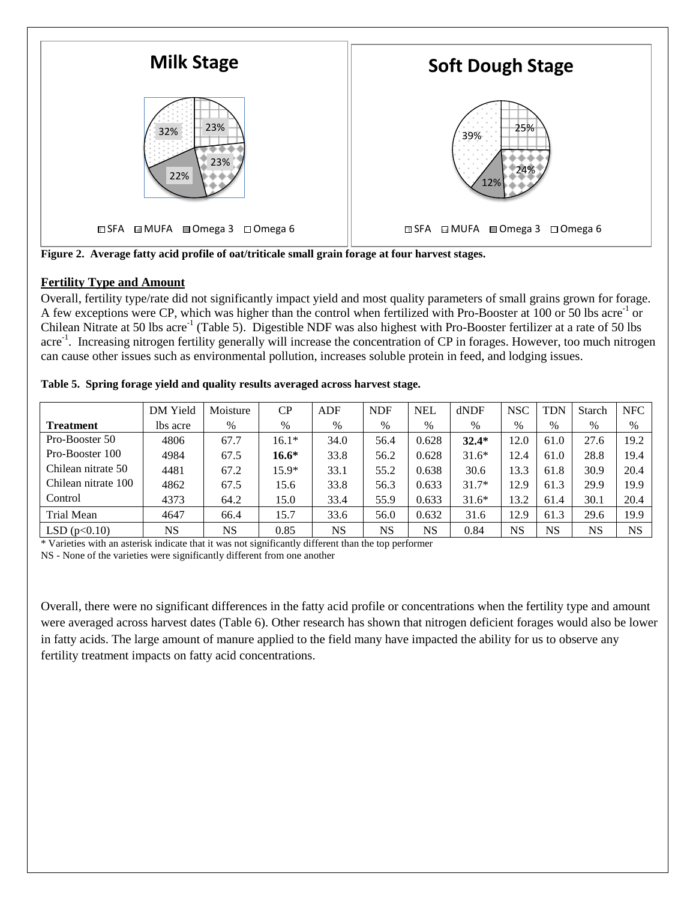Milk Stage

32%
23%
23%
22%

SFA MUFA Omega 3 Omega 6

Soft Dough Stage

39%
25%
24%
12%

SFA MUFA Omega 3 Omega 6

**Figure 2. Average fatty acid profile of oat/triticale small grain forage at four harvest stages.**

## Fertility Type and Amount

Overall, fertility type/rate did not significantly impact yield and most quality parameters of small grains grown for forage. A few exceptions were CP, which was higher than the control when fertilized with Pro-Booster at 100 or 50 lbs acre$^{-1}$ or Chilean Nitrate at 50 lbs acre$^{-1}$ (Table 5). Digestible NDF was also highest with Pro-Booster fertilizer at a rate of 50 lbs acre$^{-1}$. Increasing nitrogen fertility generally will increase the concentration of CP in forages. However, too much nitrogen can cause other issues such as environmental pollution, increases soluble protein in feed, and lodging issues.

**Table 5. Spring forage yield and quality results averaged across harvest stage.**

| Treatment | DM Yield lbs acre | Moisture % | CP % | ADF % | NDF % | NEL % | dNDF % | NSC % | TDN % | Starch % | NFC % |
|---|---|---|---|---|---|---|---|---|---|---|---|
| Pro-Booster 50 | 4806 | 67.7 | 16.1* | 34.0 | 56.4 | 0.628 | **32.4*** | 12.0 | 61.0 | 27.6 | 19.2 |
| Pro-Booster 100 | 4984 | 67.5 | **16.6*** | 33.8 | 56.2 | 0.628 | 31.6* | 12.4 | 61.0 | 28.8 | 19.4 |
| Chilean nitrate 50 | 4481 | 67.2 | 15.9* | 33.1 | 55.2 | 0.638 | 30.6 | 13.3 | 61.8 | 30.9 | 20.4 |
| Chilean nitrate 100 | 4862 | 67.5 | 15.6 | 33.8 | 56.3 | 0.633 | 31.7* | 12.9 | 61.3 | 29.9 | 19.9 |
| Control | 4373 | 64.2 | 15.0 | 33.4 | 55.9 | 0.633 | 31.6* | 13.2 | 61.4 | 30.1 | 20.4 |
| Trial Mean | 4647 | 66.4 | 15.7 | 33.6 | 56.0 | 0.632 | 31.6 | 12.9 | 61.3 | 29.6 | 19.9 |
| LSD ($p<0.10$) | NS | NS | 0.85 | NS | NS | NS | 0.84 | NS | NS | NS | NS |

* Varieties with an asterisk indicate that it was not significantly different than the top performer
NS - None of the varieties were significantly different from one another

Overall, there were no significant differences in the fatty acid profile or concentrations when the fertility type and amount were averaged across harvest dates (Table 6). Other research has shown that nitrogen deficient forages would also be lower in fatty acids. The large amount of manure applied to the field many have impacted the ability for us to observe any fertility treatment impacts on fatty acid concentrations.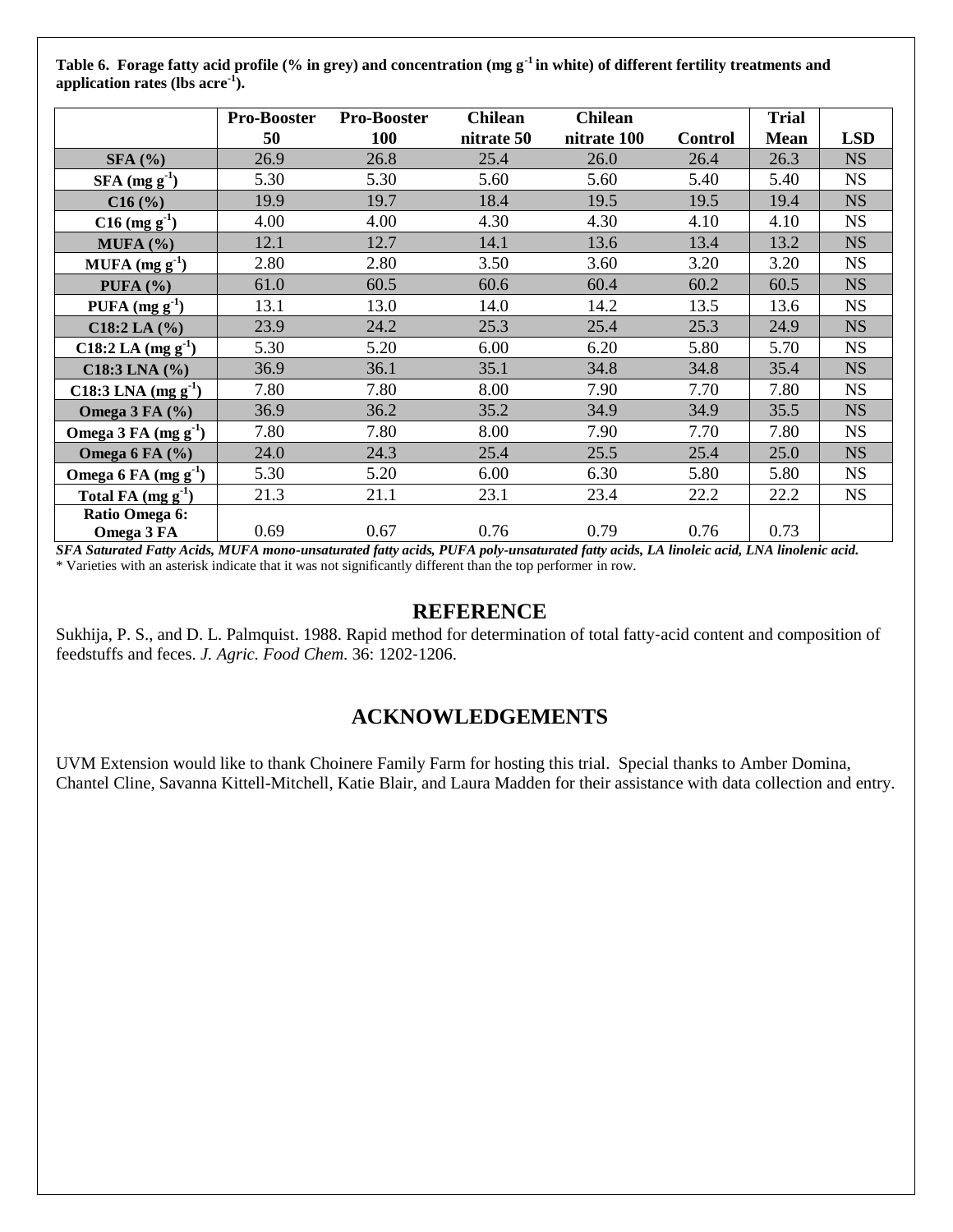**Table 6. Forage fatty acid profile (% in grey) and concentration (mg $g^{-1}$ in white) of different fertility treatments and application rates (lbs $acre^{-1}$).**

| | Pro-Booster 50 | Pro-Booster 100 | Chilean nitrate 50 | Chilean nitrate 100 | Control | Trial Mean | LSD |
|---|---|---|---|---|---|---|---|
| **SFA (%)** | 26.9 | 26.8 | 25.4 | 26.0 | 26.4 | 26.3 | NS |
| **SFA (mg $g^{-1}$)** | 5.30 | 5.30 | 5.60 | 5.60 | 5.40 | 5.40 | NS |
| **C16 (%)** | 19.9 | 19.7 | 18.4 | 19.5 | 19.5 | 19.4 | NS |
| **C16 (mg $g^{-1}$)** | 4.00 | 4.00 | 4.30 | 4.30 | 4.10 | 4.10 | NS |
| **MUFA (%)** | 12.1 | 12.7 | 14.1 | 13.6 | 13.4 | 13.2 | NS |
| **MUFA (mg $g^{-1}$)** | 2.80 | 2.80 | 3.50 | 3.60 | 3.20 | 3.20 | NS |
| **PUFA (%)** | 61.0 | 60.5 | 60.6 | 60.4 | 60.2 | 60.5 | NS |
| **PUFA (mg $g^{-1}$)** | 13.1 | 13.0 | 14.0 | 14.2 | 13.5 | 13.6 | NS |
| **C18:2 LA (%)** | 23.9 | 24.2 | 25.3 | 25.4 | 25.3 | 24.9 | NS |
| **C18:2 LA (mg $g^{-1}$)** | 5.30 | 5.20 | 6.00 | 6.20 | 5.80 | 5.70 | NS |
| **C18:3 LNA (%)** | 36.9 | 36.1 | 35.1 | 34.8 | 34.8 | 35.4 | NS |
| **C18:3 LNA (mg $g^{-1}$)** | 7.80 | 7.80 | 8.00 | 7.90 | 7.70 | 7.80 | NS |
| **Omega 3 FA (%)** | 36.9 | 36.2 | 35.2 | 34.9 | 34.9 | 35.5 | NS |
| **Omega 3 FA (mg $g^{-1}$)** | 7.80 | 7.80 | 8.00 | 7.90 | 7.70 | 7.80 | NS |
| **Omega 6 FA (%)** | 24.0 | 24.3 | 25.4 | 25.5 | 25.4 | 25.0 | NS |
| **Omega 6 FA (mg $g^{-1}$)** | 5.30 | 5.20 | 6.00 | 6.30 | 5.80 | 5.80 | NS |
| **Total FA (mg $g^{-1}$)** | 21.3 | 21.1 | 23.1 | 23.4 | 22.2 | 22.2 | NS |
| **Ratio Omega 6: Omega 3 FA** | 0.69 | 0.67 | 0.76 | 0.79 | 0.76 | 0.73 | |

***SFA Saturated Fatty Acids, MUFA mono-unsaturated fatty acids, PUFA poly-unsaturated fatty acids, LA linoleic acid, LNA linolenic acid.***
* Varieties with an asterisk indicate that it was not significantly different than the top performer in row.

## REFERENCE

Sukhija, P. S., and D. L. Palmquist. 1988. Rapid method for determination of total fatty-acid content and composition of feedstuffs and feces. *J. Agric. Food Chem.* 36: 1202-1206.

## ACKNOWLEDGEMENTS

UVM Extension would like to thank Choinere Family Farm for hosting this trial. Special thanks to Amber Domina, Chantel Cline, Savanna Kittell-Mitchell, Katie Blair, and Laura Madden for their assistance with data collection and entry.